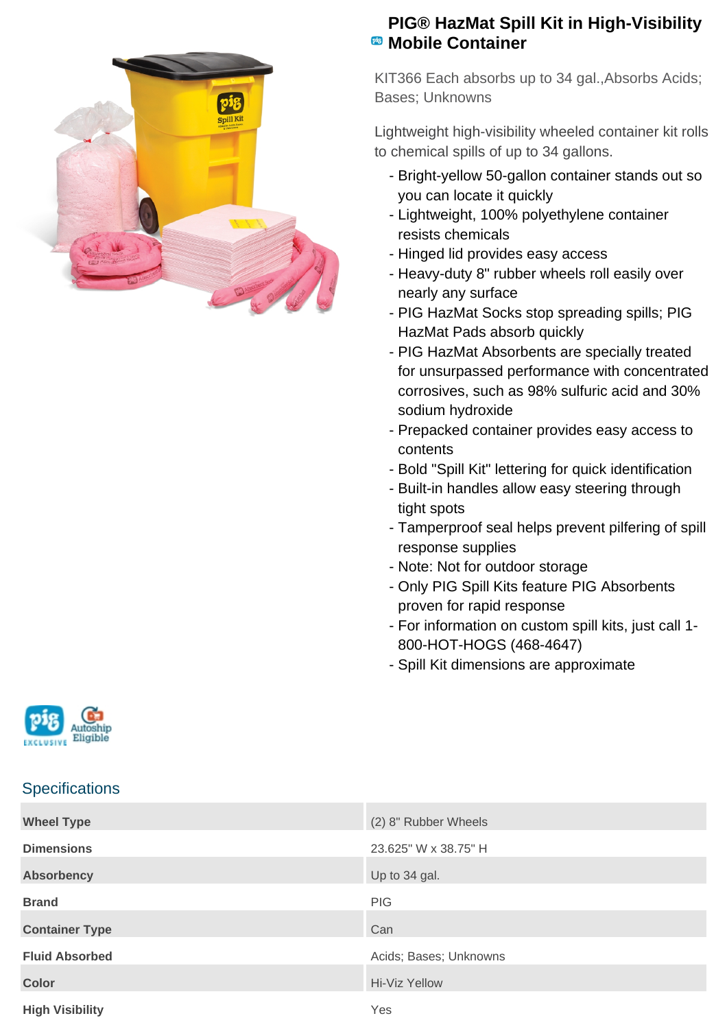# PIG® HazMat Spill Kit in High-Visibility Mobile Container

KIT366 Each absorbs up to 34 gal.,Absorbs Acids; Bases; Unknowns

Lightweight high-visibility wheeled container kit rolls to chemical spills of up to 34 gallons.

- Bright-yellow 50-gallon container stands out so you can locate it quickly
- Lightweight, 100% polyethylene container resists chemicals
- Hinged lid provides easy access
- Heavy-duty 8" rubber wheels roll easily over nearly any surface
- PIG HazMat Socks stop spreading spills; PIG HazMat Pads absorb quickly
- PIG HazMat Absorbents are specially treated for unsurpassed performance with concentrated corrosives, such as 98% sulfuric acid and 30% sodium hydroxide
- Prepacked container provides easy access to contents
- Bold "Spill Kit" lettering for quick identification
- Built-in handles allow easy steering through tight spots
- Tamperproof seal helps prevent pilfering of spill response supplies
- Note: Not for outdoor storage
- Only PIG Spill Kits feature PIG Absorbents proven for rapid response
- For information on custom spill kits, just call 1-800-HOT-HOGS (468-4647)
- Spill Kit dimensions are approximate

pig EXCLUSIVE Autoship Eligible

## Specifications

| | |
|---|---|
| **Wheel Type** | (2) 8" Rubber Wheels |
| **Dimensions** | 23.625" W x 38.75" H |
| **Absorbency** | Up to 34 gal. |
| **Brand** | PIG |
| **Container Type** | Can |
| **Fluid Absorbed** | Acids; Bases; Unknowns |
| **Color** | Hi-Viz Yellow |
| **High Visibility** | Yes |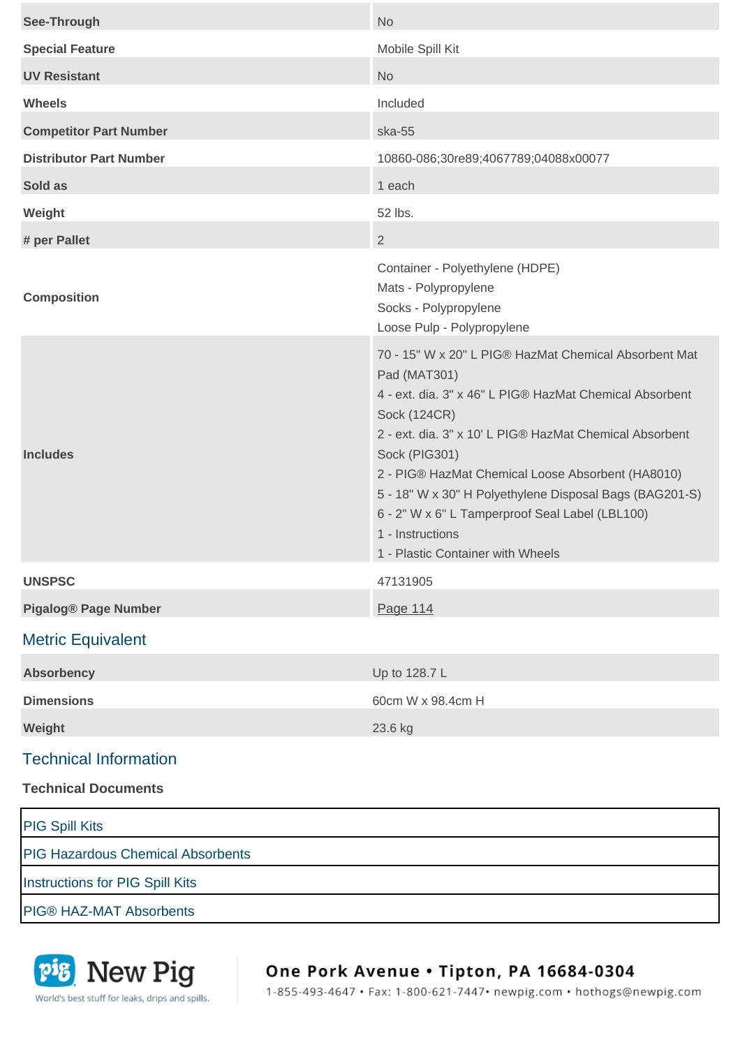| | |
|---|---|
| **See-Through** | No |
| **Special Feature** | Mobile Spill Kit |
| **UV Resistant** | No |
| **Wheels** | Included |
| **Competitor Part Number** | ska-55 |
| **Distributor Part Number** | 10860-086;30re89;4067789;04088x00077 |
| **Sold as** | 1 each |
| **Weight** | 52 lbs. |
| **# per Pallet** | 2 |
| **Composition** | Container - Polyethylene (HDPE)<br>Mats - Polypropylene<br>Socks - Polypropylene<br>Loose Pulp - Polypropylene |
| **Includes** | 70 - 15" W x 20" L PIG® HazMat Chemical Absorbent Mat Pad (MAT301)<br>4 - ext. dia. 3" x 46" L PIG® HazMat Chemical Absorbent Sock (124CR)<br>2 - ext. dia. 3" x 10' L PIG® HazMat Chemical Absorbent Sock (PIG301)<br>2 - PIG® HazMat Chemical Loose Absorbent (HA8010)<br>5 - 18" W x 30" H Polyethylene Disposal Bags (BAG201-S)<br>6 - 2" W x 6" L Tamperproof Seal Label (LBL100)<br>1 - Instructions<br>1 - Plastic Container with Wheels |
| **UNSPSC** | 47131905 |
| **Pigalog® Page Number** | Page 114 |

## Metric Equivalent

| | |
|---|---|
| **Absorbency** | Up to 128.7 L |
| **Dimensions** | 60cm W x 98.4cm H |
| **Weight** | 23.6 kg |

## Technical Information

**Technical Documents**

- PIG Spill Kits
- PIG Hazardous Chemical Absorbents
- Instructions for PIG Spill Kits
- PIG® HAZ-MAT Absorbents

New Pig
World's best stuff for leaks, drips and spills.

One Pork Avenue • Tipton, PA 16684-0304
1-855-493-4647 • Fax: 1-800-621-7447• newpig.com • hothogs@newpig.com